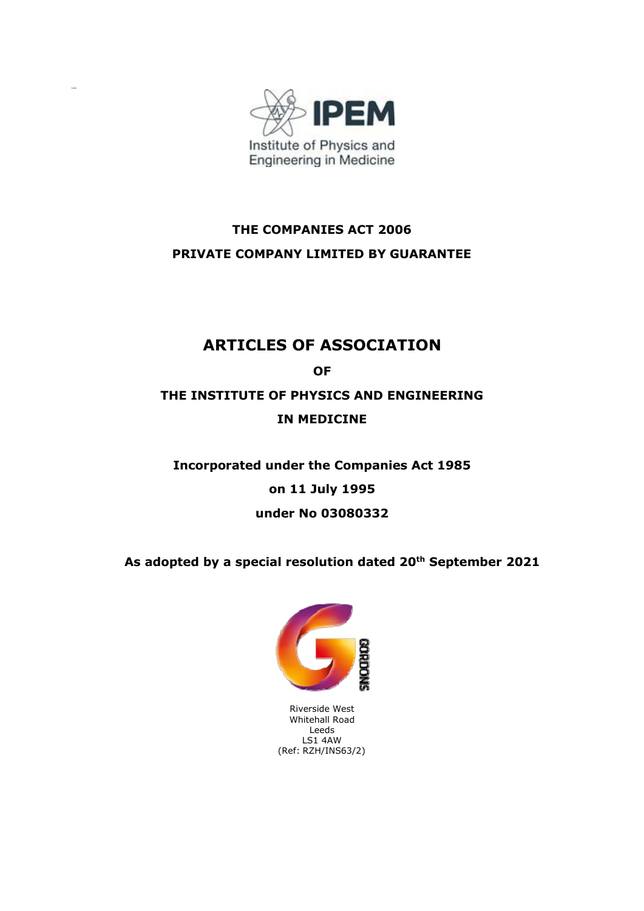IPEM

Institute of Physics and Engineering in Medicine

**THE COMPANIES ACT 2006**

**PRIVATE COMPANY LIMITED BY GUARANTEE**

# ARTICLES OF ASSOCIATION

**OF**

**THE INSTITUTE OF PHYSICS AND ENGINEERING IN MEDICINE**

**Incorporated under the Companies Act 1985**

**on 11 July 1995**

**under No 03080332**

**As adopted by a special resolution dated 20th September 2021**

GORDONS

Riverside West
Whitehall Road
Leeds
LS1 4AW
(Ref: RZH/INS63/2)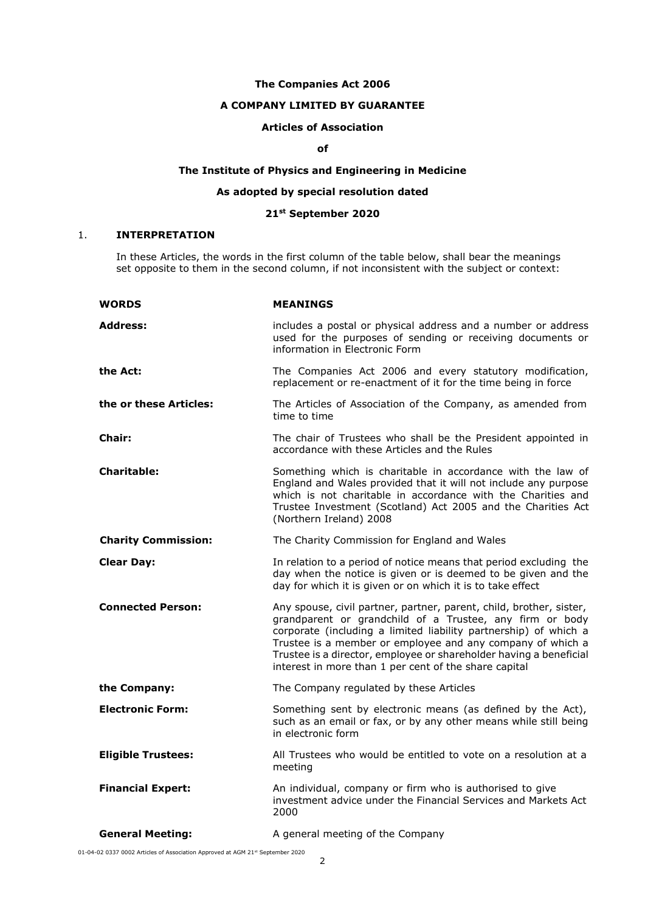**The Companies Act 2006**

**A COMPANY LIMITED BY GUARANTEE**

**Articles of Association**

**of**

**The Institute of Physics and Engineering in Medicine**

**As adopted by special resolution dated**

**21st September 2020**

## 1. INTERPRETATION

In these Articles, the words in the first column of the table below, shall bear the meanings set opposite to them in the second column, if not inconsistent with the subject or context:

| WORDS | MEANINGS |
|---|---|
| **Address:** | includes a postal or physical address and a number or address used for the purposes of sending or receiving documents or information in Electronic Form |
| **the Act:** | The Companies Act 2006 and every statutory modification, replacement or re-enactment of it for the time being in force |
| **the or these Articles:** | The Articles of Association of the Company, as amended from time to time |
| **Chair:** | The chair of Trustees who shall be the President appointed in accordance with these Articles and the Rules |
| **Charitable:** | Something which is charitable in accordance with the law of England and Wales provided that it will not include any purpose which is not charitable in accordance with the Charities and Trustee Investment (Scotland) Act 2005 and the Charities Act (Northern Ireland) 2008 |
| **Charity Commission:** | The Charity Commission for England and Wales |
| **Clear Day:** | In relation to a period of notice means that period excluding the day when the notice is given or is deemed to be given and the day for which it is given or on which it is to take effect |
| **Connected Person:** | Any spouse, civil partner, partner, parent, child, brother, sister, grandparent or grandchild of a Trustee, any firm or body corporate (including a limited liability partnership) of which a Trustee is a member or employee and any company of which a Trustee is a director, employee or shareholder having a beneficial interest in more than 1 per cent of the share capital |
| **the Company:** | The Company regulated by these Articles |
| **Electronic Form:** | Something sent by electronic means (as defined by the Act), such as an email or fax, or by any other means while still being in electronic form |
| **Eligible Trustees:** | All Trustees who would be entitled to vote on a resolution at a meeting |
| **Financial Expert:** | An individual, company or firm who is authorised to give investment advice under the Financial Services and Markets Act 2000 |
| **General Meeting:** | A general meeting of the Company |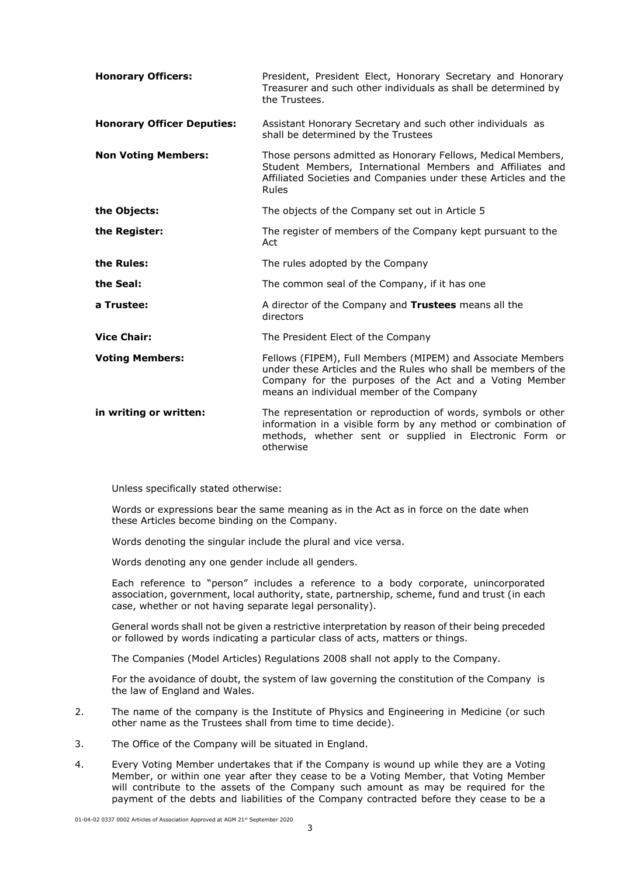| | |
|---|---|
| **Honorary Officers:** | President, President Elect, Honorary Secretary and Honorary Treasurer and such other individuals as shall be determined by the Trustees. |
| **Honorary Officer Deputies:** | Assistant Honorary Secretary and such other individuals as shall be determined by the Trustees |
| **Non Voting Members:** | Those persons admitted as Honorary Fellows, Medical Members, Student Members, International Members and Affiliates and Affiliated Societies and Companies under these Articles and the Rules |
| **the Objects:** | The objects of the Company set out in Article 5 |
| **the Register:** | The register of members of the Company kept pursuant to the Act |
| **the Rules:** | The rules adopted by the Company |
| **the Seal:** | The common seal of the Company, if it has one |
| **a Trustee:** | A director of the Company and **Trustees** means all the directors |
| **Vice Chair:** | The President Elect of the Company |
| **Voting Members:** | Fellows (FIPEM), Full Members (MIPEM) and Associate Members under these Articles and the Rules who shall be members of the Company for the purposes of the Act and a Voting Member means an individual member of the Company |
| **in writing or written:** | The representation or reproduction of words, symbols or other information in a visible form by any method or combination of methods, whether sent or supplied in Electronic Form or otherwise |

Unless specifically stated otherwise:

Words or expressions bear the same meaning as in the Act as in force on the date when these Articles become binding on the Company.

Words denoting the singular include the plural and vice versa.

Words denoting any one gender include all genders.

Each reference to "person" includes a reference to a body corporate, unincorporated association, government, local authority, state, partnership, scheme, fund and trust (in each case, whether or not having separate legal personality).

General words shall not be given a restrictive interpretation by reason of their being preceded or followed by words indicating a particular class of acts, matters or things.

The Companies (Model Articles) Regulations 2008 shall not apply to the Company.

For the avoidance of doubt, the system of law governing the constitution of the Company is the law of England and Wales.

2. The name of the company is the Institute of Physics and Engineering in Medicine (or such other name as the Trustees shall from time to time decide).

3. The Office of the Company will be situated in England.

4. Every Voting Member undertakes that if the Company is wound up while they are a Voting Member, or within one year after they cease to be a Voting Member, that Voting Member will contribute to the assets of the Company such amount as may be required for the payment of the debts and liabilities of the Company contracted before they cease to be a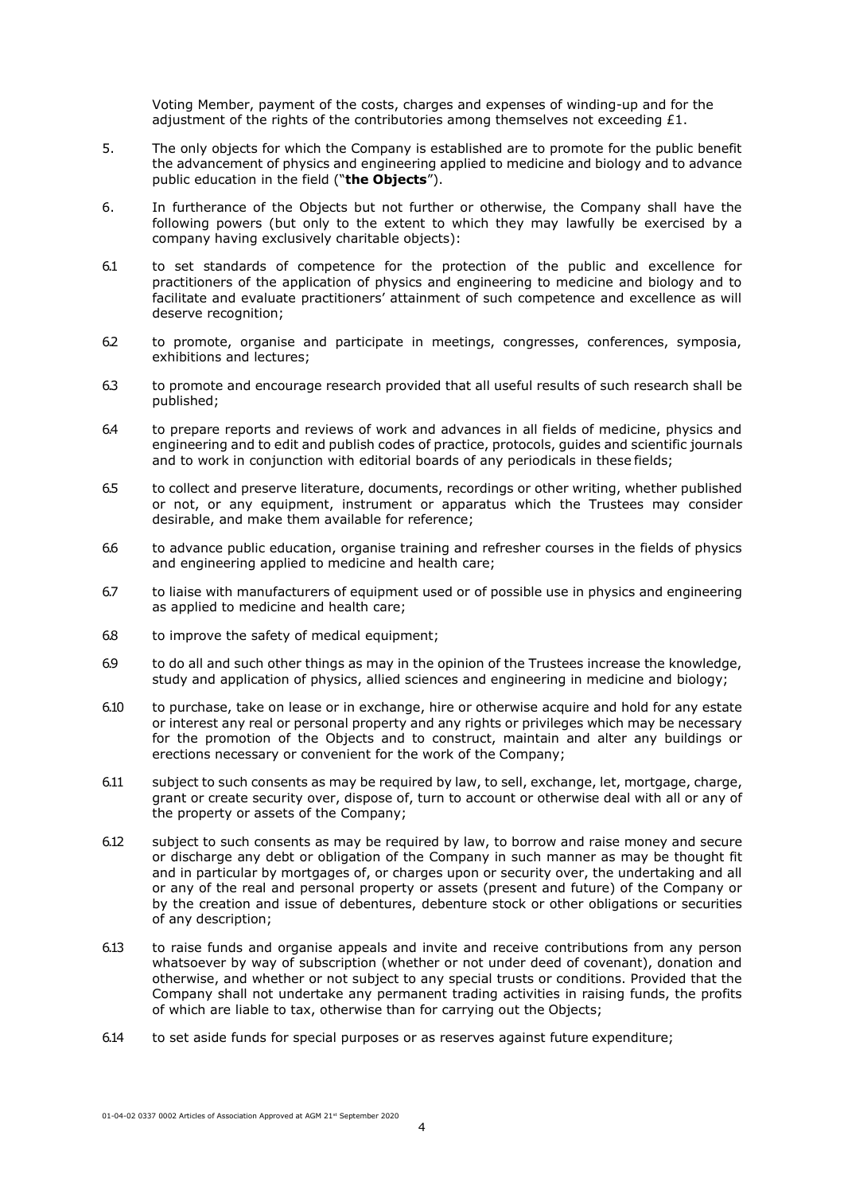Voting Member, payment of the costs, charges and expenses of winding-up and for the adjustment of the rights of the contributories among themselves not exceeding £1.

5. The only objects for which the Company is established are to promote for the public benefit the advancement of physics and engineering applied to medicine and biology and to advance public education in the field ("**the Objects**").

6. In furtherance of the Objects but not further or otherwise, the Company shall have the following powers (but only to the extent to which they may lawfully be exercised by a company having exclusively charitable objects):

6.1 to set standards of competence for the protection of the public and excellence for practitioners of the application of physics and engineering to medicine and biology and to facilitate and evaluate practitioners' attainment of such competence and excellence as will deserve recognition;

6.2 to promote, organise and participate in meetings, congresses, conferences, symposia, exhibitions and lectures;

6.3 to promote and encourage research provided that all useful results of such research shall be published;

6.4 to prepare reports and reviews of work and advances in all fields of medicine, physics and engineering and to edit and publish codes of practice, protocols, guides and scientific journals and to work in conjunction with editorial boards of any periodicals in these fields;

6.5 to collect and preserve literature, documents, recordings or other writing, whether published or not, or any equipment, instrument or apparatus which the Trustees may consider desirable, and make them available for reference;

6.6 to advance public education, organise training and refresher courses in the fields of physics and engineering applied to medicine and health care;

6.7 to liaise with manufacturers of equipment used or of possible use in physics and engineering as applied to medicine and health care;

6.8 to improve the safety of medical equipment;

6.9 to do all and such other things as may in the opinion of the Trustees increase the knowledge, study and application of physics, allied sciences and engineering in medicine and biology;

6.10 to purchase, take on lease or in exchange, hire or otherwise acquire and hold for any estate or interest any real or personal property and any rights or privileges which may be necessary for the promotion of the Objects and to construct, maintain and alter any buildings or erections necessary or convenient for the work of the Company;

6.11 subject to such consents as may be required by law, to sell, exchange, let, mortgage, charge, grant or create security over, dispose of, turn to account or otherwise deal with all or any of the property or assets of the Company;

6.12 subject to such consents as may be required by law, to borrow and raise money and secure or discharge any debt or obligation of the Company in such manner as may be thought fit and in particular by mortgages of, or charges upon or security over, the undertaking and all or any of the real and personal property or assets (present and future) of the Company or by the creation and issue of debentures, debenture stock or other obligations or securities of any description;

6.13 to raise funds and organise appeals and invite and receive contributions from any person whatsoever by way of subscription (whether or not under deed of covenant), donation and otherwise, and whether or not subject to any special trusts or conditions. Provided that the Company shall not undertake any permanent trading activities in raising funds, the profits of which are liable to tax, otherwise than for carrying out the Objects;

6.14 to set aside funds for special purposes or as reserves against future expenditure;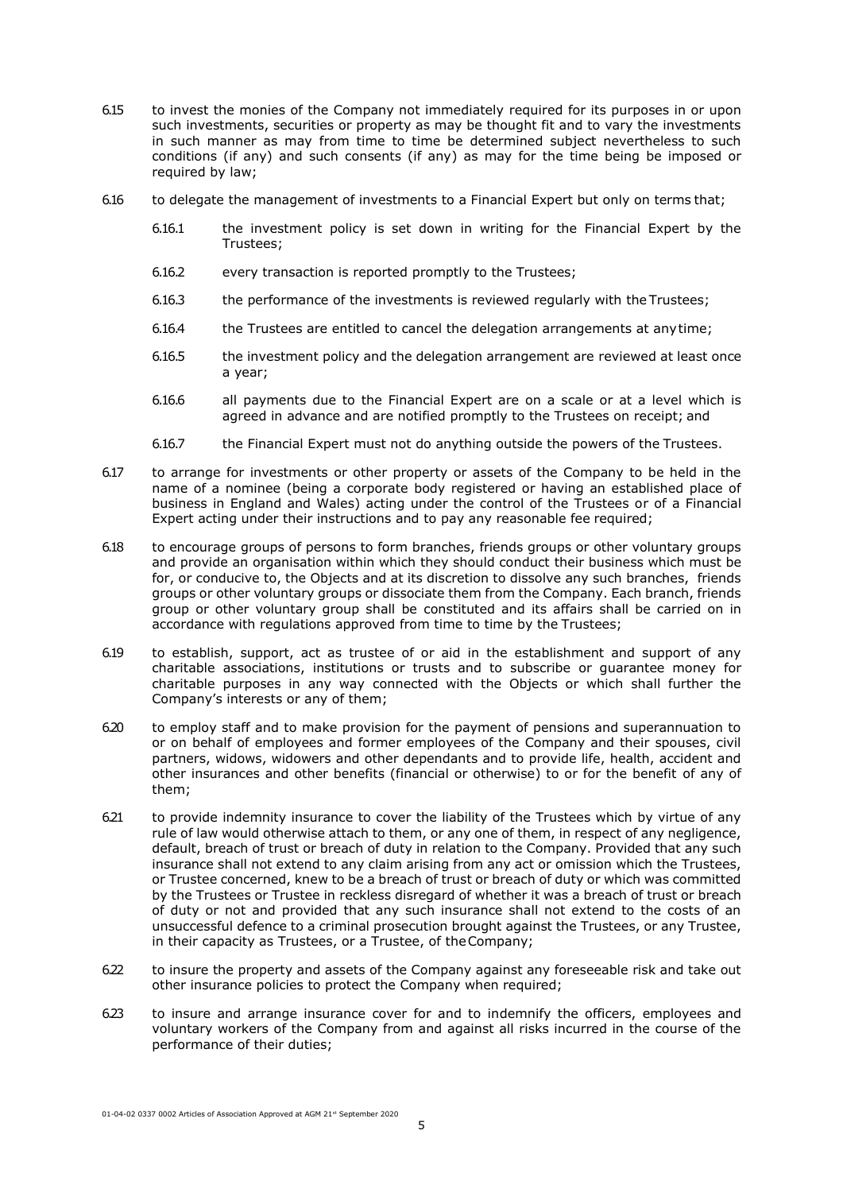6.15 to invest the monies of the Company not immediately required for its purposes in or upon such investments, securities or property as may be thought fit and to vary the investments in such manner as may from time to time be determined subject nevertheless to such conditions (if any) and such consents (if any) as may for the time being be imposed or required by law;

6.16 to delegate the management of investments to a Financial Expert but only on terms that;

6.16.1 the investment policy is set down in writing for the Financial Expert by the Trustees;

6.16.2 every transaction is reported promptly to the Trustees;

6.16.3 the performance of the investments is reviewed regularly with the Trustees;

6.16.4 the Trustees are entitled to cancel the delegation arrangements at any time;

6.16.5 the investment policy and the delegation arrangement are reviewed at least once a year;

6.16.6 all payments due to the Financial Expert are on a scale or at a level which is agreed in advance and are notified promptly to the Trustees on receipt; and

6.16.7 the Financial Expert must not do anything outside the powers of the Trustees.

6.17 to arrange for investments or other property or assets of the Company to be held in the name of a nominee (being a corporate body registered or having an established place of business in England and Wales) acting under the control of the Trustees or of a Financial Expert acting under their instructions and to pay any reasonable fee required;

6.18 to encourage groups of persons to form branches, friends groups or other voluntary groups and provide an organisation within which they should conduct their business which must be for, or conducive to, the Objects and at its discretion to dissolve any such branches, friends groups or other voluntary groups or dissociate them from the Company. Each branch, friends group or other voluntary group shall be constituted and its affairs shall be carried on in accordance with regulations approved from time to time by the Trustees;

6.19 to establish, support, act as trustee of or aid in the establishment and support of any charitable associations, institutions or trusts and to subscribe or guarantee money for charitable purposes in any way connected with the Objects or which shall further the Company's interests or any of them;

6.20 to employ staff and to make provision for the payment of pensions and superannuation to or on behalf of employees and former employees of the Company and their spouses, civil partners, widows, widowers and other dependants and to provide life, health, accident and other insurances and other benefits (financial or otherwise) to or for the benefit of any of them;

6.21 to provide indemnity insurance to cover the liability of the Trustees which by virtue of any rule of law would otherwise attach to them, or any one of them, in respect of any negligence, default, breach of trust or breach of duty in relation to the Company. Provided that any such insurance shall not extend to any claim arising from any act or omission which the Trustees, or Trustee concerned, knew to be a breach of trust or breach of duty or which was committed by the Trustees or Trustee in reckless disregard of whether it was a breach of trust or breach of duty or not and provided that any such insurance shall not extend to the costs of an unsuccessful defence to a criminal prosecution brought against the Trustees, or any Trustee, in their capacity as Trustees, or a Trustee, of the Company;

6.22 to insure the property and assets of the Company against any foreseeable risk and take out other insurance policies to protect the Company when required;

6.23 to insure and arrange insurance cover for and to indemnify the officers, employees and voluntary workers of the Company from and against all risks incurred in the course of the performance of their duties;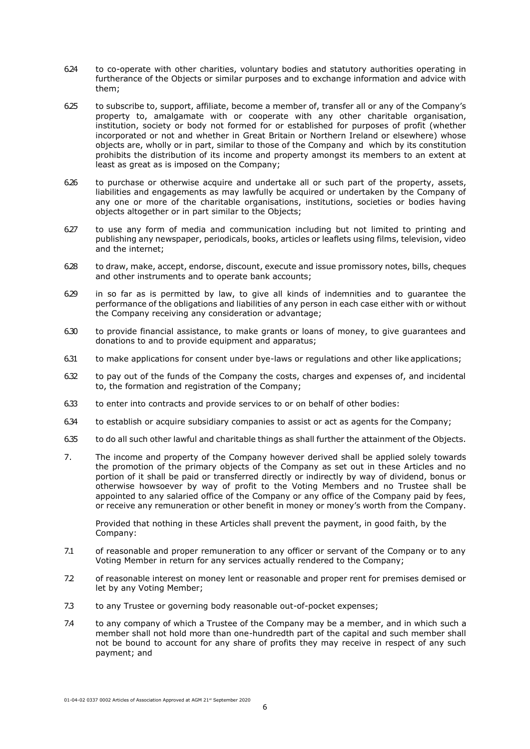6.24 to co-operate with other charities, voluntary bodies and statutory authorities operating in furtherance of the Objects or similar purposes and to exchange information and advice with them;

6.25 to subscribe to, support, affiliate, become a member of, transfer all or any of the Company's property to, amalgamate with or cooperate with any other charitable organisation, institution, society or body not formed for or established for purposes of profit (whether incorporated or not and whether in Great Britain or Northern Ireland or elsewhere) whose objects are, wholly or in part, similar to those of the Company and which by its constitution prohibits the distribution of its income and property amongst its members to an extent at least as great as is imposed on the Company;

6.26 to purchase or otherwise acquire and undertake all or such part of the property, assets, liabilities and engagements as may lawfully be acquired or undertaken by the Company of any one or more of the charitable organisations, institutions, societies or bodies having objects altogether or in part similar to the Objects;

6.27 to use any form of media and communication including but not limited to printing and publishing any newspaper, periodicals, books, articles or leaflets using films, television, video and the internet;

6.28 to draw, make, accept, endorse, discount, execute and issue promissory notes, bills, cheques and other instruments and to operate bank accounts;

6.29 in so far as is permitted by law, to give all kinds of indemnities and to guarantee the performance of the obligations and liabilities of any person in each case either with or without the Company receiving any consideration or advantage;

6.30 to provide financial assistance, to make grants or loans of money, to give guarantees and donations to and to provide equipment and apparatus;

6.31 to make applications for consent under bye-laws or regulations and other like applications;

6.32 to pay out of the funds of the Company the costs, charges and expenses of, and incidental to, the formation and registration of the Company;

6.33 to enter into contracts and provide services to or on behalf of other bodies:

6.34 to establish or acquire subsidiary companies to assist or act as agents for the Company;

6.35 to do all such other lawful and charitable things as shall further the attainment of the Objects.

7. The income and property of the Company however derived shall be applied solely towards the promotion of the primary objects of the Company as set out in these Articles and no portion of it shall be paid or transferred directly or indirectly by way of dividend, bonus or otherwise howsoever by way of profit to the Voting Members and no Trustee shall be appointed to any salaried office of the Company or any office of the Company paid by fees, or receive any remuneration or other benefit in money or money's worth from the Company.

Provided that nothing in these Articles shall prevent the payment, in good faith, by the Company:

7.1 of reasonable and proper remuneration to any officer or servant of the Company or to any Voting Member in return for any services actually rendered to the Company;

7.2 of reasonable interest on money lent or reasonable and proper rent for premises demised or let by any Voting Member;

7.3 to any Trustee or governing body reasonable out-of-pocket expenses;

7.4 to any company of which a Trustee of the Company may be a member, and in which such a member shall not hold more than one-hundredth part of the capital and such member shall not be bound to account for any share of profits they may receive in respect of any such payment; and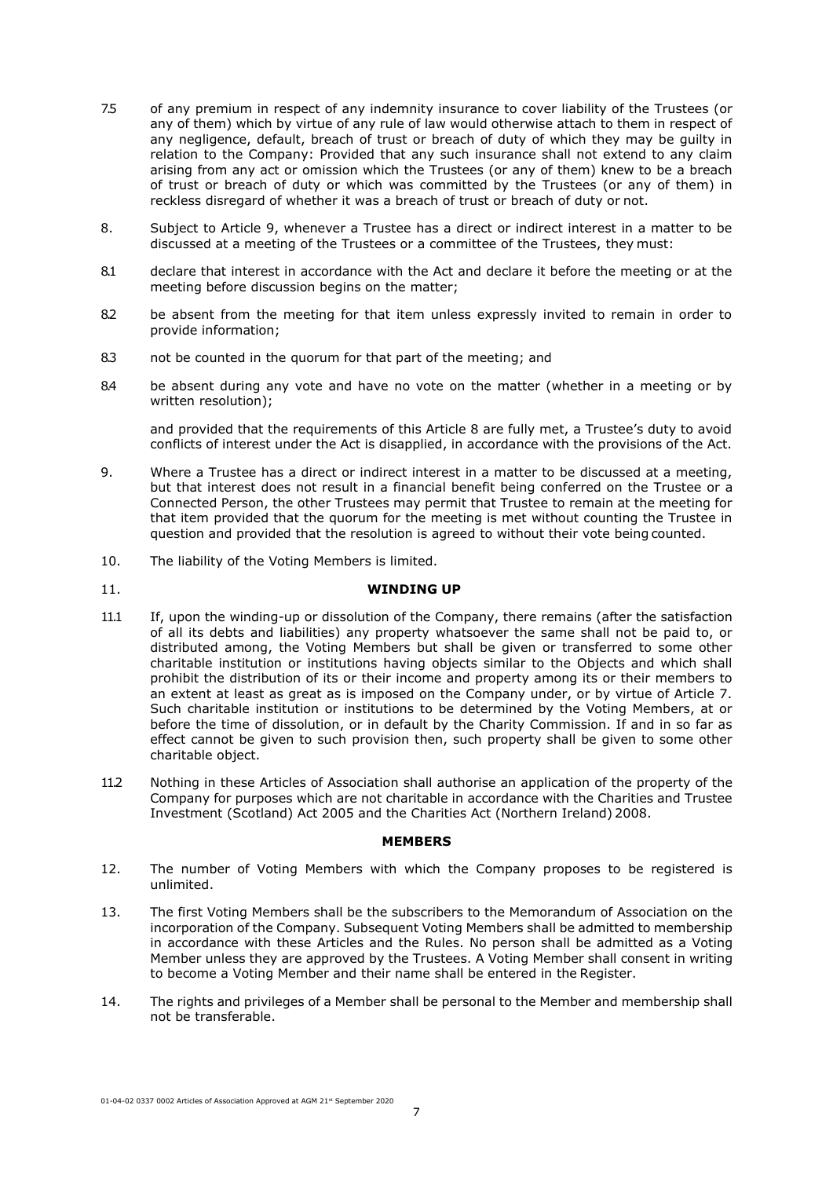7.5 of any premium in respect of any indemnity insurance to cover liability of the Trustees (or any of them) which by virtue of any rule of law would otherwise attach to them in respect of any negligence, default, breach of trust or breach of duty of which they may be guilty in relation to the Company: Provided that any such insurance shall not extend to any claim arising from any act or omission which the Trustees (or any of them) knew to be a breach of trust or breach of duty or which was committed by the Trustees (or any of them) in reckless disregard of whether it was a breach of trust or breach of duty or not.

8. Subject to Article 9, whenever a Trustee has a direct or indirect interest in a matter to be discussed at a meeting of the Trustees or a committee of the Trustees, they must:

8.1 declare that interest in accordance with the Act and declare it before the meeting or at the meeting before discussion begins on the matter;

8.2 be absent from the meeting for that item unless expressly invited to remain in order to provide information;

8.3 not be counted in the quorum for that part of the meeting; and

8.4 be absent during any vote and have no vote on the matter (whether in a meeting or by written resolution);

and provided that the requirements of this Article 8 are fully met, a Trustee's duty to avoid conflicts of interest under the Act is disapplied, in accordance with the provisions of the Act.

9. Where a Trustee has a direct or indirect interest in a matter to be discussed at a meeting, but that interest does not result in a financial benefit being conferred on the Trustee or a Connected Person, the other Trustees may permit that Trustee to remain at the meeting for that item provided that the quorum for the meeting is met without counting the Trustee in question and provided that the resolution is agreed to without their vote being counted.

10. The liability of the Voting Members is limited.

## 11. WINDING UP

11.1 If, upon the winding-up or dissolution of the Company, there remains (after the satisfaction of all its debts and liabilities) any property whatsoever the same shall not be paid to, or distributed among, the Voting Members but shall be given or transferred to some other charitable institution or institutions having objects similar to the Objects and which shall prohibit the distribution of its or their income and property among its or their members to an extent at least as great as is imposed on the Company under, or by virtue of Article 7. Such charitable institution or institutions to be determined by the Voting Members, at or before the time of dissolution, or in default by the Charity Commission. If and in so far as effect cannot be given to such provision then, such property shall be given to some other charitable object.

11.2 Nothing in these Articles of Association shall authorise an application of the property of the Company for purposes which are not charitable in accordance with the Charities and Trustee Investment (Scotland) Act 2005 and the Charities Act (Northern Ireland) 2008.

## MEMBERS

12. The number of Voting Members with which the Company proposes to be registered is unlimited.

13. The first Voting Members shall be the subscribers to the Memorandum of Association on the incorporation of the Company. Subsequent Voting Members shall be admitted to membership in accordance with these Articles and the Rules. No person shall be admitted as a Voting Member unless they are approved by the Trustees. A Voting Member shall consent in writing to become a Voting Member and their name shall be entered in the Register.

14. The rights and privileges of a Member shall be personal to the Member and membership shall not be transferable.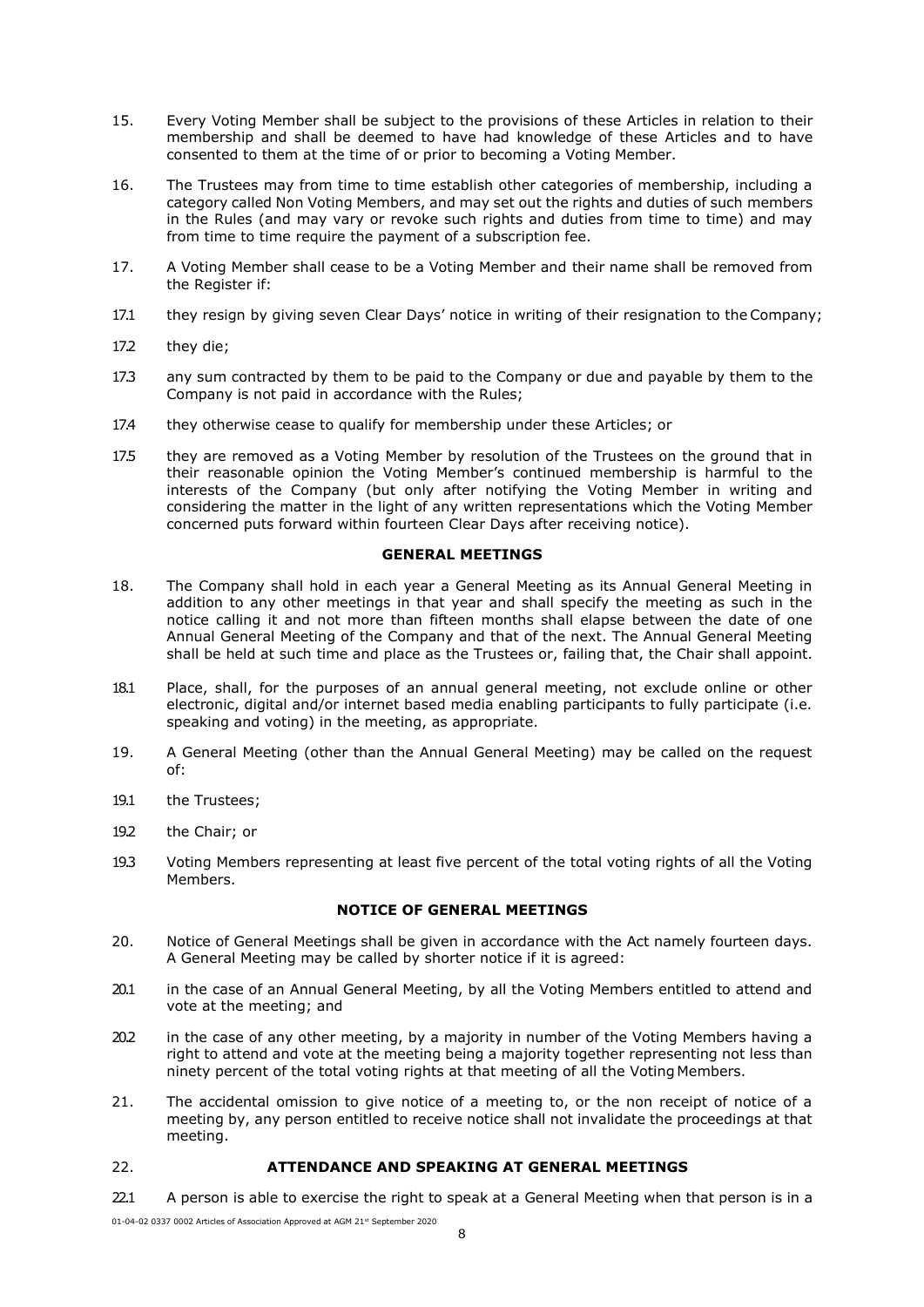15. Every Voting Member shall be subject to the provisions of these Articles in relation to their membership and shall be deemed to have had knowledge of these Articles and to have consented to them at the time of or prior to becoming a Voting Member.

16. The Trustees may from time to time establish other categories of membership, including a category called Non Voting Members, and may set out the rights and duties of such members in the Rules (and may vary or revoke such rights and duties from time to time) and may from time to time require the payment of a subscription fee.

17. A Voting Member shall cease to be a Voting Member and their name shall be removed from the Register if:

17.1 they resign by giving seven Clear Days' notice in writing of their resignation to the Company;

17.2 they die;

17.3 any sum contracted by them to be paid to the Company or due and payable by them to the Company is not paid in accordance with the Rules;

17.4 they otherwise cease to qualify for membership under these Articles; or

17.5 they are removed as a Voting Member by resolution of the Trustees on the ground that in their reasonable opinion the Voting Member's continued membership is harmful to the interests of the Company (but only after notifying the Voting Member in writing and considering the matter in the light of any written representations which the Voting Member concerned puts forward within fourteen Clear Days after receiving notice).

**GENERAL MEETINGS**

18. The Company shall hold in each year a General Meeting as its Annual General Meeting in addition to any other meetings in that year and shall specify the meeting as such in the notice calling it and not more than fifteen months shall elapse between the date of one Annual General Meeting of the Company and that of the next. The Annual General Meeting shall be held at such time and place as the Trustees or, failing that, the Chair shall appoint.

18.1 Place, shall, for the purposes of an annual general meeting, not exclude online or other electronic, digital and/or internet based media enabling participants to fully participate (i.e. speaking and voting) in the meeting, as appropriate.

19. A General Meeting (other than the Annual General Meeting) may be called on the request of:

19.1 the Trustees;

19.2 the Chair; or

19.3 Voting Members representing at least five percent of the total voting rights of all the Voting Members.

**NOTICE OF GENERAL MEETINGS**

20. Notice of General Meetings shall be given in accordance with the Act namely fourteen days. A General Meeting may be called by shorter notice if it is agreed:

20.1 in the case of an Annual General Meeting, by all the Voting Members entitled to attend and vote at the meeting; and

20.2 in the case of any other meeting, by a majority in number of the Voting Members having a right to attend and vote at the meeting being a majority together representing not less than ninety percent of the total voting rights at that meeting of all the Voting Members.

21. The accidental omission to give notice of a meeting to, or the non receipt of notice of a meeting by, any person entitled to receive notice shall not invalidate the proceedings at that meeting.

22. **ATTENDANCE AND SPEAKING AT GENERAL MEETINGS**

22.1 A person is able to exercise the right to speak at a General Meeting when that person is in a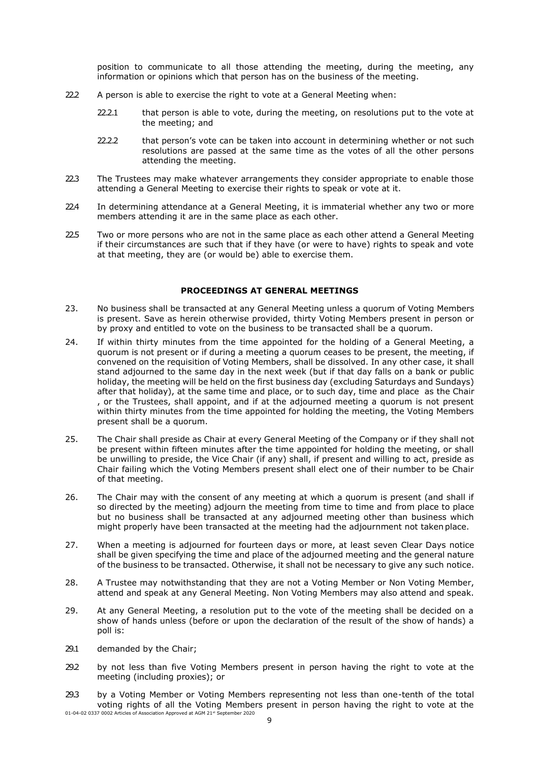position to communicate to all those attending the meeting, during the meeting, any information or opinions which that person has on the business of the meeting.

22.2 A person is able to exercise the right to vote at a General Meeting when:

22.2.1 that person is able to vote, during the meeting, on resolutions put to the vote at the meeting; and

22.2.2 that person's vote can be taken into account in determining whether or not such resolutions are passed at the same time as the votes of all the other persons attending the meeting.

22.3 The Trustees may make whatever arrangements they consider appropriate to enable those attending a General Meeting to exercise their rights to speak or vote at it.

22.4 In determining attendance at a General Meeting, it is immaterial whether any two or more members attending it are in the same place as each other.

22.5 Two or more persons who are not in the same place as each other attend a General Meeting if their circumstances are such that if they have (or were to have) rights to speak and vote at that meeting, they are (or would be) able to exercise them.

## PROCEEDINGS AT GENERAL MEETINGS

23. No business shall be transacted at any General Meeting unless a quorum of Voting Members is present. Save as herein otherwise provided, thirty Voting Members present in person or by proxy and entitled to vote on the business to be transacted shall be a quorum.

24. If within thirty minutes from the time appointed for the holding of a General Meeting, a quorum is not present or if during a meeting a quorum ceases to be present, the meeting, if convened on the requisition of Voting Members, shall be dissolved. In any other case, it shall stand adjourned to the same day in the next week (but if that day falls on a bank or public holiday, the meeting will be held on the first business day (excluding Saturdays and Sundays) after that holiday), at the same time and place, or to such day, time and place as the Chair , or the Trustees, shall appoint, and if at the adjourned meeting a quorum is not present within thirty minutes from the time appointed for holding the meeting, the Voting Members present shall be a quorum.

25. The Chair shall preside as Chair at every General Meeting of the Company or if they shall not be present within fifteen minutes after the time appointed for holding the meeting, or shall be unwilling to preside, the Vice Chair (if any) shall, if present and willing to act, preside as Chair failing which the Voting Members present shall elect one of their number to be Chair of that meeting.

26. The Chair may with the consent of any meeting at which a quorum is present (and shall if so directed by the meeting) adjourn the meeting from time to time and from place to place but no business shall be transacted at any adjourned meeting other than business which might properly have been transacted at the meeting had the adjournment not taken place.

27. When a meeting is adjourned for fourteen days or more, at least seven Clear Days notice shall be given specifying the time and place of the adjourned meeting and the general nature of the business to be transacted. Otherwise, it shall not be necessary to give any such notice.

28. A Trustee may notwithstanding that they are not a Voting Member or Non Voting Member, attend and speak at any General Meeting. Non Voting Members may also attend and speak.

29. At any General Meeting, a resolution put to the vote of the meeting shall be decided on a show of hands unless (before or upon the declaration of the result of the show of hands) a poll is:

29.1 demanded by the Chair;

29.2 by not less than five Voting Members present in person having the right to vote at the meeting (including proxies); or

29.3 by a Voting Member or Voting Members representing not less than one-tenth of the total voting rights of all the Voting Members present in person having the right to vote at the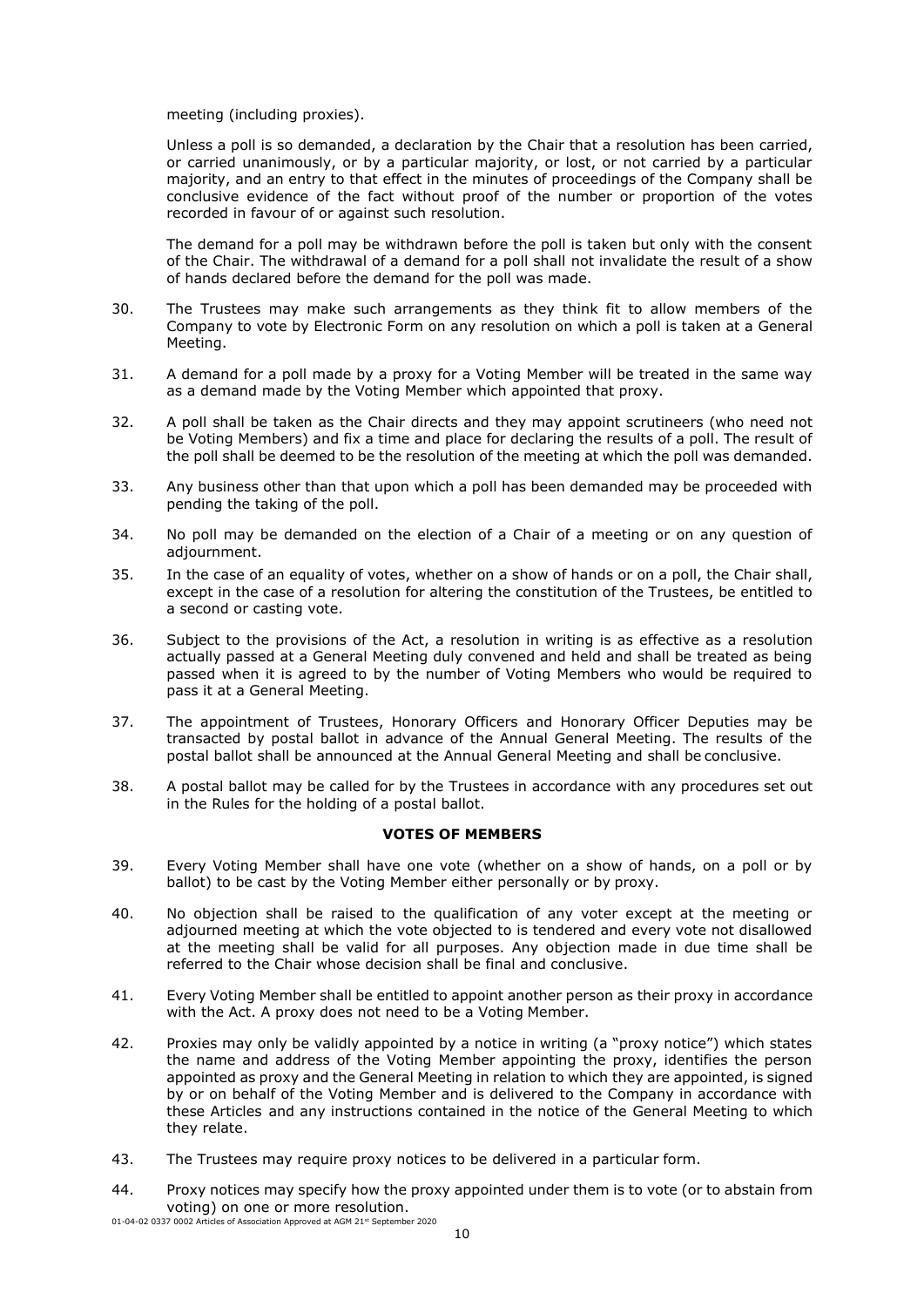meeting (including proxies).

Unless a poll is so demanded, a declaration by the Chair that a resolution has been carried, or carried unanimously, or by a particular majority, or lost, or not carried by a particular majority, and an entry to that effect in the minutes of proceedings of the Company shall be conclusive evidence of the fact without proof of the number or proportion of the votes recorded in favour of or against such resolution.

The demand for a poll may be withdrawn before the poll is taken but only with the consent of the Chair. The withdrawal of a demand for a poll shall not invalidate the result of a show of hands declared before the demand for the poll was made.

30. The Trustees may make such arrangements as they think fit to allow members of the Company to vote by Electronic Form on any resolution on which a poll is taken at a General Meeting.

31. A demand for a poll made by a proxy for a Voting Member will be treated in the same way as a demand made by the Voting Member which appointed that proxy.

32. A poll shall be taken as the Chair directs and they may appoint scrutineers (who need not be Voting Members) and fix a time and place for declaring the results of a poll. The result of the poll shall be deemed to be the resolution of the meeting at which the poll was demanded.

33. Any business other than that upon which a poll has been demanded may be proceeded with pending the taking of the poll.

34. No poll may be demanded on the election of a Chair of a meeting or on any question of adjournment.

35. In the case of an equality of votes, whether on a show of hands or on a poll, the Chair shall, except in the case of a resolution for altering the constitution of the Trustees, be entitled to a second or casting vote.

36. Subject to the provisions of the Act, a resolution in writing is as effective as a resolution actually passed at a General Meeting duly convened and held and shall be treated as being passed when it is agreed to by the number of Voting Members who would be required to pass it at a General Meeting.

37. The appointment of Trustees, Honorary Officers and Honorary Officer Deputies may be transacted by postal ballot in advance of the Annual General Meeting. The results of the postal ballot shall be announced at the Annual General Meeting and shall be conclusive.

38. A postal ballot may be called for by the Trustees in accordance with any procedures set out in the Rules for the holding of a postal ballot.

**VOTES OF MEMBERS**

39. Every Voting Member shall have one vote (whether on a show of hands, on a poll or by ballot) to be cast by the Voting Member either personally or by proxy.

40. No objection shall be raised to the qualification of any voter except at the meeting or adjourned meeting at which the vote objected to is tendered and every vote not disallowed at the meeting shall be valid for all purposes. Any objection made in due time shall be referred to the Chair whose decision shall be final and conclusive.

41. Every Voting Member shall be entitled to appoint another person as their proxy in accordance with the Act. A proxy does not need to be a Voting Member.

42. Proxies may only be validly appointed by a notice in writing (a "proxy notice") which states the name and address of the Voting Member appointing the proxy, identifies the person appointed as proxy and the General Meeting in relation to which they are appointed, is signed by or on behalf of the Voting Member and is delivered to the Company in accordance with these Articles and any instructions contained in the notice of the General Meeting to which they relate.

43. The Trustees may require proxy notices to be delivered in a particular form.

44. Proxy notices may specify how the proxy appointed under them is to vote (or to abstain from voting) on one or more resolution.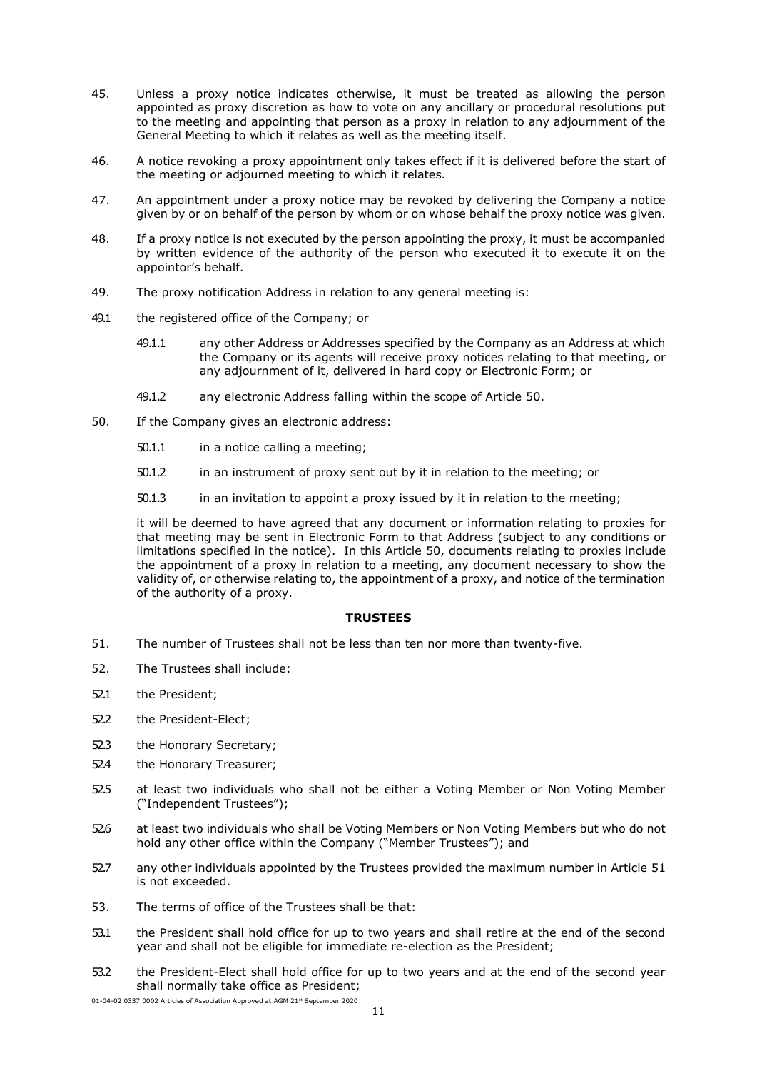45. Unless a proxy notice indicates otherwise, it must be treated as allowing the person appointed as proxy discretion as how to vote on any ancillary or procedural resolutions put to the meeting and appointing that person as a proxy in relation to any adjournment of the General Meeting to which it relates as well as the meeting itself.

46. A notice revoking a proxy appointment only takes effect if it is delivered before the start of the meeting or adjourned meeting to which it relates.

47. An appointment under a proxy notice may be revoked by delivering the Company a notice given by or on behalf of the person by whom or on whose behalf the proxy notice was given.

48. If a proxy notice is not executed by the person appointing the proxy, it must be accompanied by written evidence of the authority of the person who executed it to execute it on the appointor's behalf.

49. The proxy notification Address in relation to any general meeting is:

49.1 the registered office of the Company; or

49.1.1 any other Address or Addresses specified by the Company as an Address at which the Company or its agents will receive proxy notices relating to that meeting, or any adjournment of it, delivered in hard copy or Electronic Form; or

49.1.2 any electronic Address falling within the scope of Article 50.

50. If the Company gives an electronic address:

50.1.1 in a notice calling a meeting;

50.1.2 in an instrument of proxy sent out by it in relation to the meeting; or

50.1.3 in an invitation to appoint a proxy issued by it in relation to the meeting;

it will be deemed to have agreed that any document or information relating to proxies for that meeting may be sent in Electronic Form to that Address (subject to any conditions or limitations specified in the notice). In this Article 50, documents relating to proxies include the appointment of a proxy in relation to a meeting, any document necessary to show the validity of, or otherwise relating to, the appointment of a proxy, and notice of the termination of the authority of a proxy.

**TRUSTEES**

51. The number of Trustees shall not be less than ten nor more than twenty-five.

52. The Trustees shall include:

52.1 the President;

52.2 the President-Elect;

52.3 the Honorary Secretary;

52.4 the Honorary Treasurer;

52.5 at least two individuals who shall not be either a Voting Member or Non Voting Member ("Independent Trustees");

52.6 at least two individuals who shall be Voting Members or Non Voting Members but who do not hold any other office within the Company ("Member Trustees"); and

52.7 any other individuals appointed by the Trustees provided the maximum number in Article 51 is not exceeded.

53. The terms of office of the Trustees shall be that:

53.1 the President shall hold office for up to two years and shall retire at the end of the second year and shall not be eligible for immediate re-election as the President;

53.2 the President-Elect shall hold office for up to two years and at the end of the second year shall normally take office as President;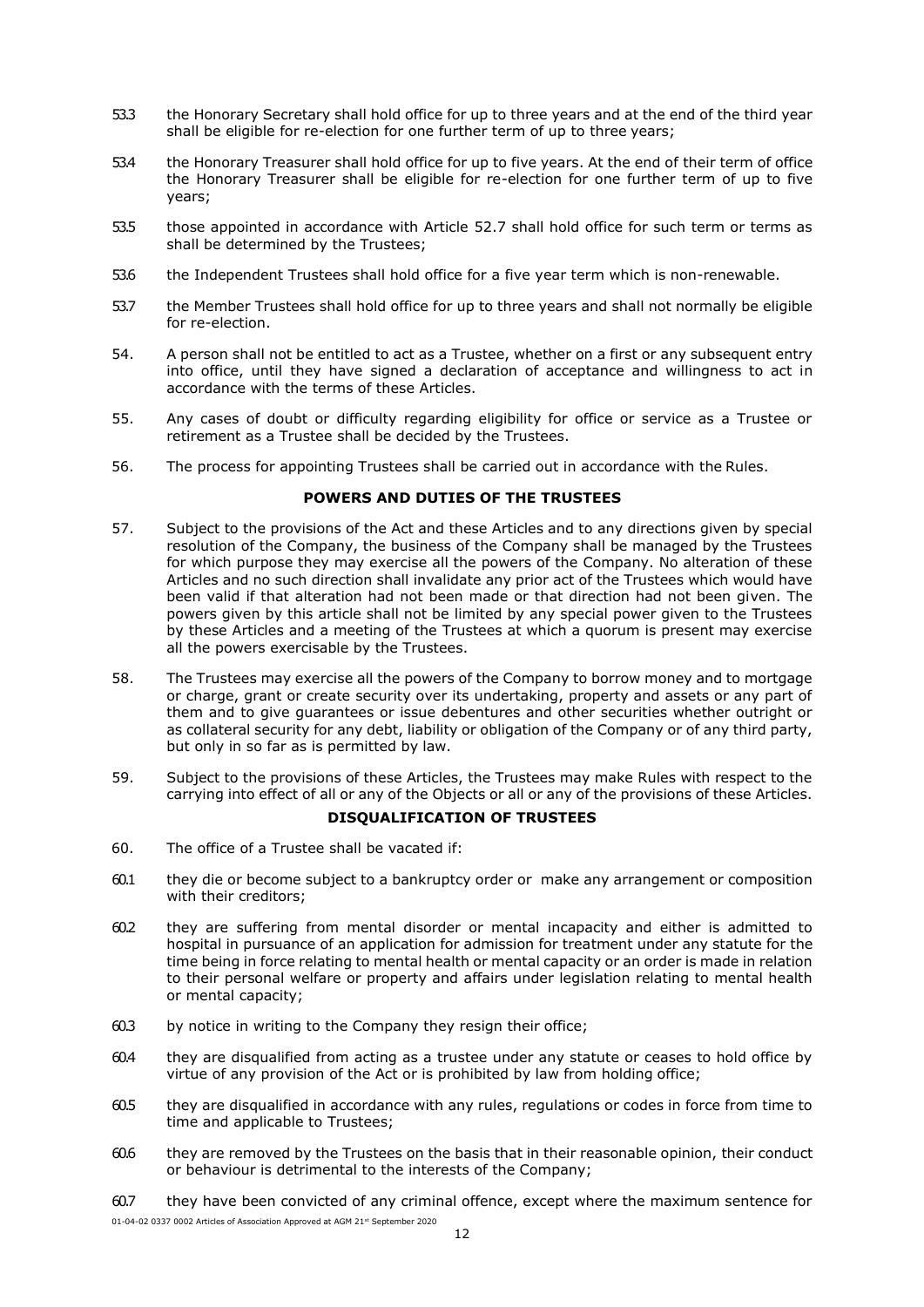53.3 the Honorary Secretary shall hold office for up to three years and at the end of the third year shall be eligible for re-election for one further term of up to three years;

53.4 the Honorary Treasurer shall hold office for up to five years. At the end of their term of office the Honorary Treasurer shall be eligible for re-election for one further term of up to five years;

53.5 those appointed in accordance with Article 52.7 shall hold office for such term or terms as shall be determined by the Trustees;

53.6 the Independent Trustees shall hold office for a five year term which is non-renewable.

53.7 the Member Trustees shall hold office for up to three years and shall not normally be eligible for re-election.

54. A person shall not be entitled to act as a Trustee, whether on a first or any subsequent entry into office, until they have signed a declaration of acceptance and willingness to act in accordance with the terms of these Articles.

55. Any cases of doubt or difficulty regarding eligibility for office or service as a Trustee or retirement as a Trustee shall be decided by the Trustees.

56. The process for appointing Trustees shall be carried out in accordance with the Rules.

## POWERS AND DUTIES OF THE TRUSTEES

57. Subject to the provisions of the Act and these Articles and to any directions given by special resolution of the Company, the business of the Company shall be managed by the Trustees for which purpose they may exercise all the powers of the Company. No alteration of these Articles and no such direction shall invalidate any prior act of the Trustees which would have been valid if that alteration had not been made or that direction had not been given. The powers given by this article shall not be limited by any special power given to the Trustees by these Articles and a meeting of the Trustees at which a quorum is present may exercise all the powers exercisable by the Trustees.

58. The Trustees may exercise all the powers of the Company to borrow money and to mortgage or charge, grant or create security over its undertaking, property and assets or any part of them and to give guarantees or issue debentures and other securities whether outright or as collateral security for any debt, liability or obligation of the Company or of any third party, but only in so far as is permitted by law.

59. Subject to the provisions of these Articles, the Trustees may make Rules with respect to the carrying into effect of all or any of the Objects or all or any of the provisions of these Articles.

## DISQUALIFICATION OF TRUSTEES

60. The office of a Trustee shall be vacated if:

60.1 they die or become subject to a bankruptcy order or make any arrangement or composition with their creditors;

60.2 they are suffering from mental disorder or mental incapacity and either is admitted to hospital in pursuance of an application for admission for treatment under any statute for the time being in force relating to mental health or mental capacity or an order is made in relation to their personal welfare or property and affairs under legislation relating to mental health or mental capacity;

60.3 by notice in writing to the Company they resign their office;

60.4 they are disqualified from acting as a trustee under any statute or ceases to hold office by virtue of any provision of the Act or is prohibited by law from holding office;

60.5 they are disqualified in accordance with any rules, regulations or codes in force from time to time and applicable to Trustees;

60.6 they are removed by the Trustees on the basis that in their reasonable opinion, their conduct or behaviour is detrimental to the interests of the Company;

60.7 they have been convicted of any criminal offence, except where the maximum sentence for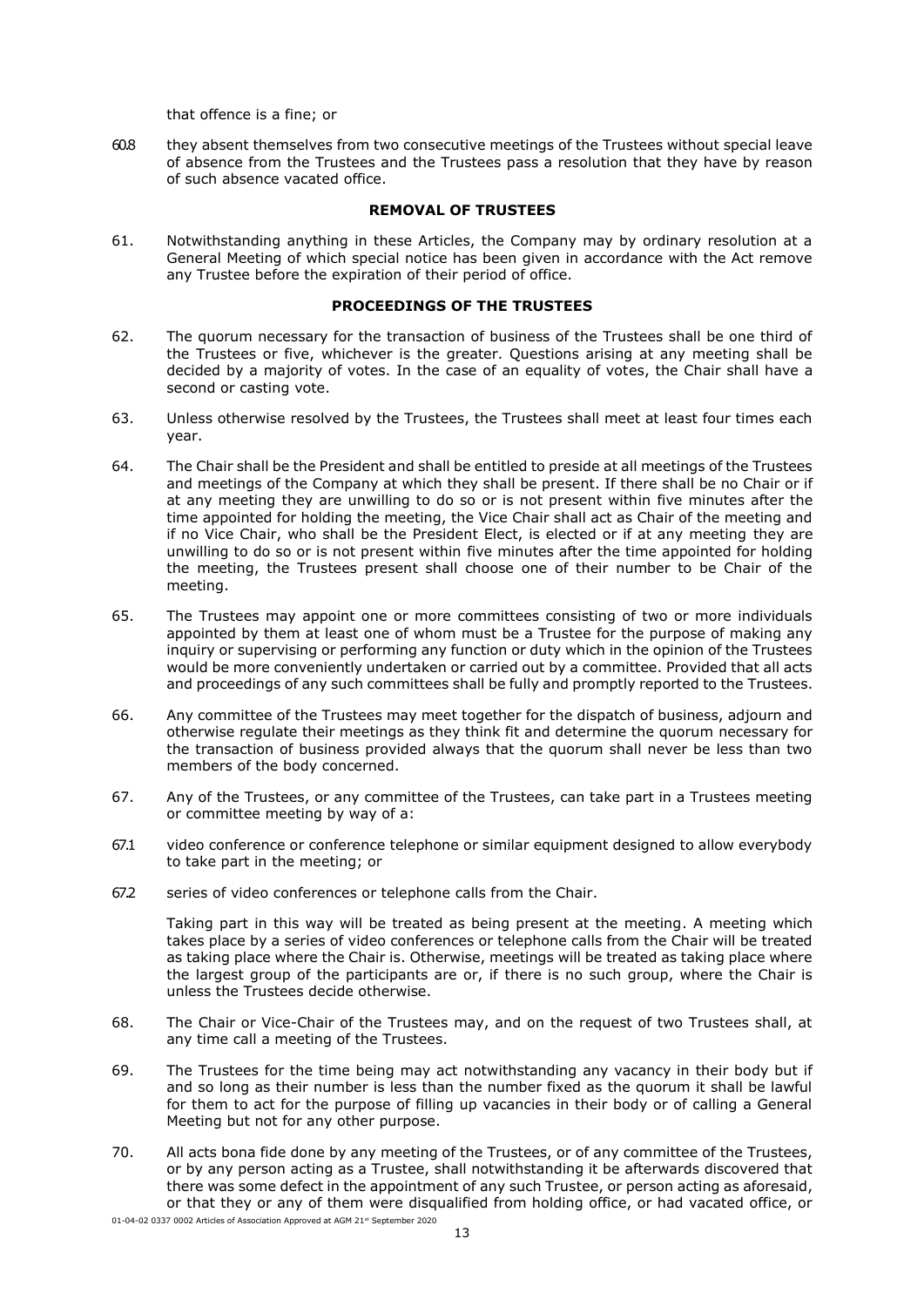that offence is a fine; or

60.8 they absent themselves from two consecutive meetings of the Trustees without special leave of absence from the Trustees and the Trustees pass a resolution that they have by reason of such absence vacated office.

### REMOVAL OF TRUSTEES

61. Notwithstanding anything in these Articles, the Company may by ordinary resolution at a General Meeting of which special notice has been given in accordance with the Act remove any Trustee before the expiration of their period of office.

### PROCEEDINGS OF THE TRUSTEES

62. The quorum necessary for the transaction of business of the Trustees shall be one third of the Trustees or five, whichever is the greater. Questions arising at any meeting shall be decided by a majority of votes. In the case of an equality of votes, the Chair shall have a second or casting vote.

63. Unless otherwise resolved by the Trustees, the Trustees shall meet at least four times each year.

64. The Chair shall be the President and shall be entitled to preside at all meetings of the Trustees and meetings of the Company at which they shall be present. If there shall be no Chair or if at any meeting they are unwilling to do so or is not present within five minutes after the time appointed for holding the meeting, the Vice Chair shall act as Chair of the meeting and if no Vice Chair, who shall be the President Elect, is elected or if at any meeting they are unwilling to do so or is not present within five minutes after the time appointed for holding the meeting, the Trustees present shall choose one of their number to be Chair of the meeting.

65. The Trustees may appoint one or more committees consisting of two or more individuals appointed by them at least one of whom must be a Trustee for the purpose of making any inquiry or supervising or performing any function or duty which in the opinion of the Trustees would be more conveniently undertaken or carried out by a committee. Provided that all acts and proceedings of any such committees shall be fully and promptly reported to the Trustees.

66. Any committee of the Trustees may meet together for the dispatch of business, adjourn and otherwise regulate their meetings as they think fit and determine the quorum necessary for the transaction of business provided always that the quorum shall never be less than two members of the body concerned.

67. Any of the Trustees, or any committee of the Trustees, can take part in a Trustees meeting or committee meeting by way of a:

67.1 video conference or conference telephone or similar equipment designed to allow everybody to take part in the meeting; or

67.2 series of video conferences or telephone calls from the Chair.

Taking part in this way will be treated as being present at the meeting. A meeting which takes place by a series of video conferences or telephone calls from the Chair will be treated as taking place where the Chair is. Otherwise, meetings will be treated as taking place where the largest group of the participants are or, if there is no such group, where the Chair is unless the Trustees decide otherwise.

68. The Chair or Vice-Chair of the Trustees may, and on the request of two Trustees shall, at any time call a meeting of the Trustees.

69. The Trustees for the time being may act notwithstanding any vacancy in their body but if and so long as their number is less than the number fixed as the quorum it shall be lawful for them to act for the purpose of filling up vacancies in their body or of calling a General Meeting but not for any other purpose.

70. All acts bona fide done by any meeting of the Trustees, or of any committee of the Trustees, or by any person acting as a Trustee, shall notwithstanding it be afterwards discovered that there was some defect in the appointment of any such Trustee, or person acting as aforesaid, or that they or any of them were disqualified from holding office, or had vacated office, or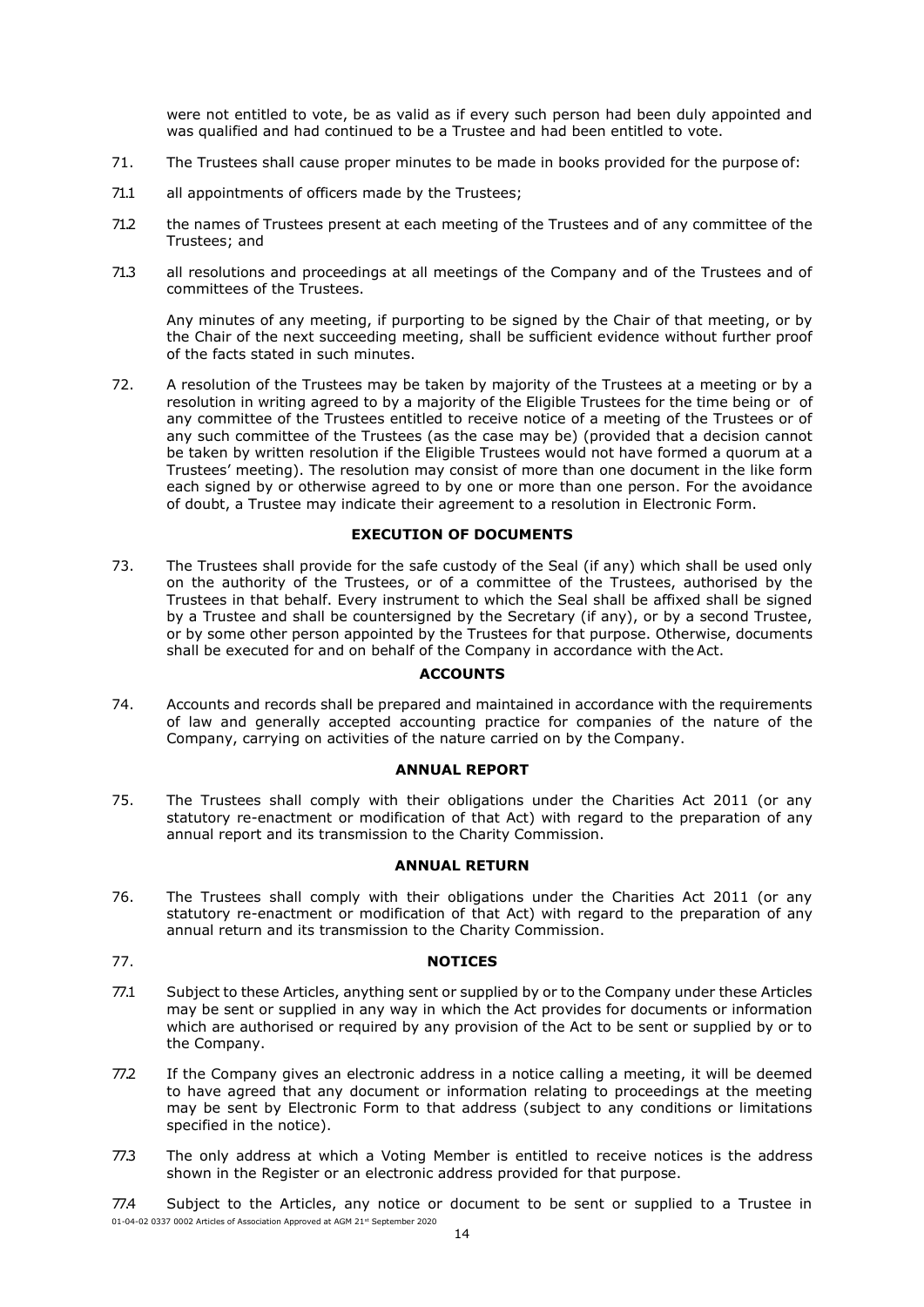were not entitled to vote, be as valid as if every such person had been duly appointed and was qualified and had continued to be a Trustee and had been entitled to vote.

71. The Trustees shall cause proper minutes to be made in books provided for the purpose of:

71.1 all appointments of officers made by the Trustees;

71.2 the names of Trustees present at each meeting of the Trustees and of any committee of the Trustees; and

71.3 all resolutions and proceedings at all meetings of the Company and of the Trustees and of committees of the Trustees.

Any minutes of any meeting, if purporting to be signed by the Chair of that meeting, or by the Chair of the next succeeding meeting, shall be sufficient evidence without further proof of the facts stated in such minutes.

72. A resolution of the Trustees may be taken by majority of the Trustees at a meeting or by a resolution in writing agreed to by a majority of the Eligible Trustees for the time being or of any committee of the Trustees entitled to receive notice of a meeting of the Trustees or of any such committee of the Trustees (as the case may be) (provided that a decision cannot be taken by written resolution if the Eligible Trustees would not have formed a quorum at a Trustees' meeting). The resolution may consist of more than one document in the like form each signed by or otherwise agreed to by one or more than one person. For the avoidance of doubt, a Trustee may indicate their agreement to a resolution in Electronic Form.

## EXECUTION OF DOCUMENTS

73. The Trustees shall provide for the safe custody of the Seal (if any) which shall be used only on the authority of the Trustees, or of a committee of the Trustees, authorised by the Trustees in that behalf. Every instrument to which the Seal shall be affixed shall be signed by a Trustee and shall be countersigned by the Secretary (if any), or by a second Trustee, or by some other person appointed by the Trustees for that purpose. Otherwise, documents shall be executed for and on behalf of the Company in accordance with the Act.

## ACCOUNTS

74. Accounts and records shall be prepared and maintained in accordance with the requirements of law and generally accepted accounting practice for companies of the nature of the Company, carrying on activities of the nature carried on by the Company.

## ANNUAL REPORT

75. The Trustees shall comply with their obligations under the Charities Act 2011 (or any statutory re-enactment or modification of that Act) with regard to the preparation of any annual report and its transmission to the Charity Commission.

## ANNUAL RETURN

76. The Trustees shall comply with their obligations under the Charities Act 2011 (or any statutory re-enactment or modification of that Act) with regard to the preparation of any annual return and its transmission to the Charity Commission.

## 77. NOTICES

77.1 Subject to these Articles, anything sent or supplied by or to the Company under these Articles may be sent or supplied in any way in which the Act provides for documents or information which are authorised or required by any provision of the Act to be sent or supplied by or to the Company.

77.2 If the Company gives an electronic address in a notice calling a meeting, it will be deemed to have agreed that any document or information relating to proceedings at the meeting may be sent by Electronic Form to that address (subject to any conditions or limitations specified in the notice).

77.3 The only address at which a Voting Member is entitled to receive notices is the address shown in the Register or an electronic address provided for that purpose.

77.4 Subject to the Articles, any notice or document to be sent or supplied to a Trustee in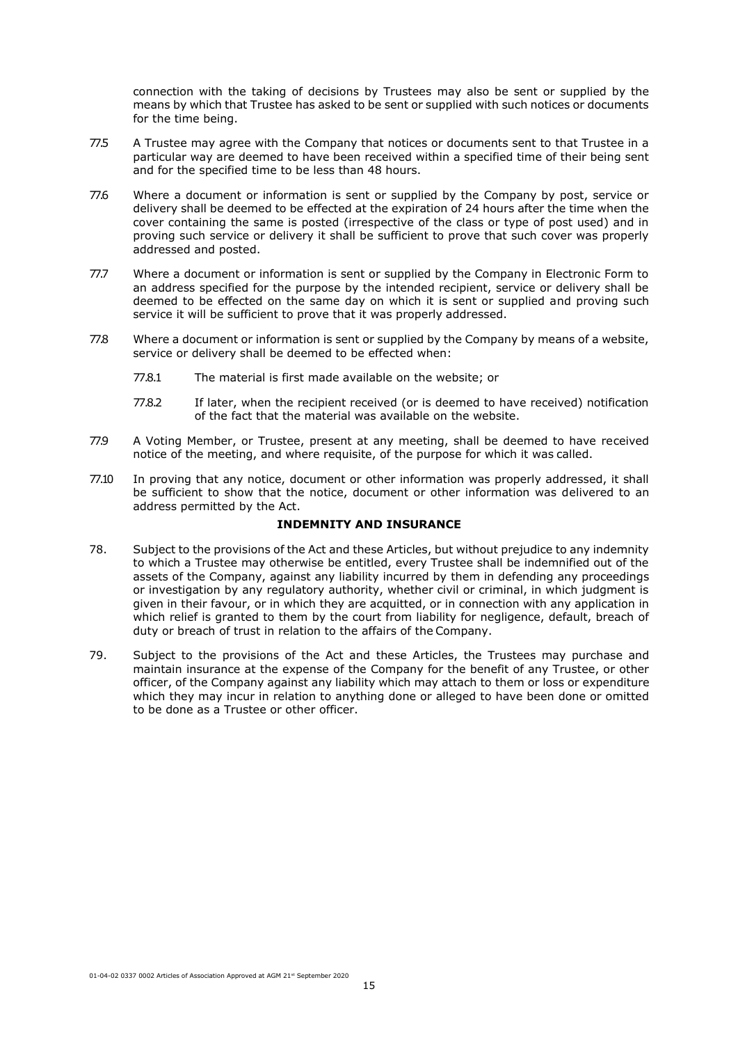connection with the taking of decisions by Trustees may also be sent or supplied by the means by which that Trustee has asked to be sent or supplied with such notices or documents for the time being.

77.5 A Trustee may agree with the Company that notices or documents sent to that Trustee in a particular way are deemed to have been received within a specified time of their being sent and for the specified time to be less than 48 hours.

77.6 Where a document or information is sent or supplied by the Company by post, service or delivery shall be deemed to be effected at the expiration of 24 hours after the time when the cover containing the same is posted (irrespective of the class or type of post used) and in proving such service or delivery it shall be sufficient to prove that such cover was properly addressed and posted.

77.7 Where a document or information is sent or supplied by the Company in Electronic Form to an address specified for the purpose by the intended recipient, service or delivery shall be deemed to be effected on the same day on which it is sent or supplied and proving such service it will be sufficient to prove that it was properly addressed.

77.8 Where a document or information is sent or supplied by the Company by means of a website, service or delivery shall be deemed to be effected when:

77.8.1 The material is first made available on the website; or

77.8.2 If later, when the recipient received (or is deemed to have received) notification of the fact that the material was available on the website.

77.9 A Voting Member, or Trustee, present at any meeting, shall be deemed to have received notice of the meeting, and where requisite, of the purpose for which it was called.

77.10 In proving that any notice, document or other information was properly addressed, it shall be sufficient to show that the notice, document or other information was delivered to an address permitted by the Act.

## INDEMNITY AND INSURANCE

78. Subject to the provisions of the Act and these Articles, but without prejudice to any indemnity to which a Trustee may otherwise be entitled, every Trustee shall be indemnified out of the assets of the Company, against any liability incurred by them in defending any proceedings or investigation by any regulatory authority, whether civil or criminal, in which judgment is given in their favour, or in which they are acquitted, or in connection with any application in which relief is granted to them by the court from liability for negligence, default, breach of duty or breach of trust in relation to the affairs of the Company.

79. Subject to the provisions of the Act and these Articles, the Trustees may purchase and maintain insurance at the expense of the Company for the benefit of any Trustee, or other officer, of the Company against any liability which may attach to them or loss or expenditure which they may incur in relation to anything done or alleged to have been done or omitted to be done as a Trustee or other officer.